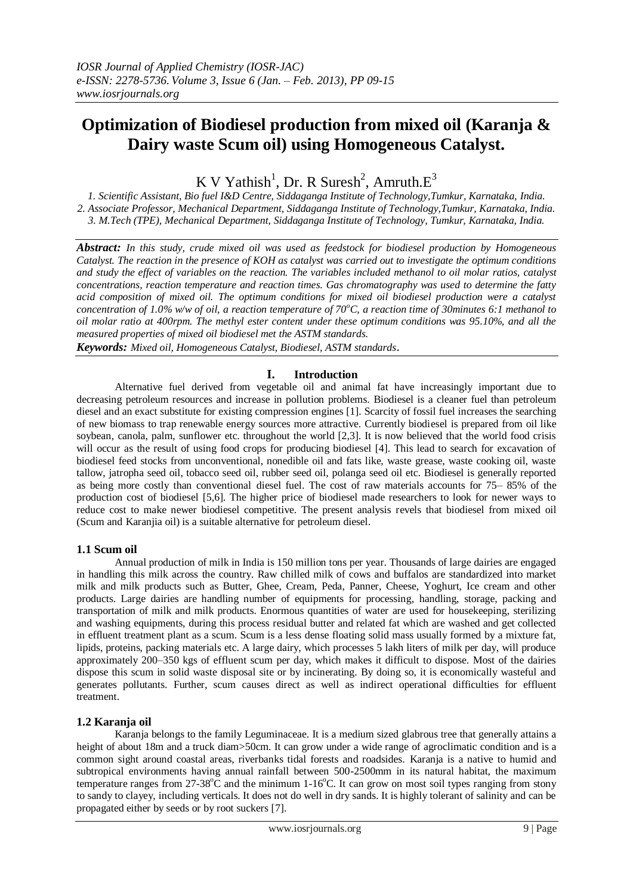# Optimization of Biodiesel production from mixed oil (Karanja & Dairy waste Scum oil) using Homogeneous Catalyst.

K V Yathish[1], Dr. R Suresh[2], Amruth.E[3]

*1. Scientific Assistant, Bio fuel I&D Centre, Siddaganga Institute of Technology,Tumkur, Karnataka, India.*
*2. Associate Professor, Mechanical Department, Siddaganga Institute of Technology,Tumkur, Karnataka, India.*
*3. M.Tech (TPE), Mechanical Department, Siddaganga Institute of Technology, Tumkur, Karnataka, India.*

***Abstract:*** *In this study, crude mixed oil was used as feedstock for biodiesel production by Homogeneous Catalyst. The reaction in the presence of KOH as catalyst was carried out to investigate the optimum conditions and study the effect of variables on the reaction. The variables included methanol to oil molar ratios, catalyst concentrations, reaction temperature and reaction times. Gas chromatography was used to determine the fatty acid composition of mixed oil. The optimum conditions for mixed oil biodiesel production were a catalyst concentration of 1.0% w/w of oil, a reaction temperature of 70°C, a reaction time of 30minutes 6:1 methanol to oil molar ratio at 400rpm. The methyl ester content under these optimum conditions was 95.10%, and all the measured properties of mixed oil biodiesel met the ASTM standards.*

***Keywords:*** *Mixed oil, Homogeneous Catalyst, Biodiesel, ASTM standards.*

## I. Introduction

Alternative fuel derived from vegetable oil and animal fat have increasingly important due to decreasing petroleum resources and increase in pollution problems. Biodiesel is a cleaner fuel than petroleum diesel and an exact substitute for existing compression engines [1]. Scarcity of fossil fuel increases the searching of new biomass to trap renewable energy sources more attractive. Currently biodiesel is prepared from oil like soybean, canola, palm, sunflower etc. throughout the world [2,3]. It is now believed that the world food crisis will occur as the result of using food crops for producing biodiesel [4]. This lead to search for excavation of biodiesel feed stocks from unconventional, nonedible oil and fats like, waste grease, waste cooking oil, waste tallow, jatropha seed oil, tobacco seed oil, rubber seed oil, polanga seed oil etc. Biodiesel is generally reported as being more costly than conventional diesel fuel. The cost of raw materials accounts for 75– 85% of the production cost of biodiesel [5,6]. The higher price of biodiesel made researchers to look for newer ways to reduce cost to make newer biodiesel competitive. The present analysis revels that biodiesel from mixed oil (Scum and Karanjia oil) is a suitable alternative for petroleum diesel.

### 1.1 Scum oil

Annual production of milk in India is 150 million tons per year. Thousands of large dairies are engaged in handling this milk across the country. Raw chilled milk of cows and buffalos are standardized into market milk and milk products such as Butter, Ghee, Cream, Peda, Panner, Cheese, Yoghurt, Ice cream and other products. Large dairies are handling number of equipments for processing, handling, storage, packing and transportation of milk and milk products. Enormous quantities of water are used for housekeeping, sterilizing and washing equipments, during this process residual butter and related fat which are washed and get collected in effluent treatment plant as a scum. Scum is a less dense floating solid mass usually formed by a mixture fat, lipids, proteins, packing materials etc. A large dairy, which processes 5 lakh liters of milk per day, will produce approximately 200–350 kgs of effluent scum per day, which makes it difficult to dispose. Most of the dairies dispose this scum in solid waste disposal site or by incinerating. By doing so, it is economically wasteful and generates pollutants. Further, scum causes direct as well as indirect operational difficulties for effluent treatment.

### 1.2 Karanja oil

Karanja belongs to the family Leguminaceae. It is a medium sized glabrous tree that generally attains a height of about 18m and a truck diam>50cm. It can grow under a wide range of agroclimatic condition and is a common sight around coastal areas, riverbanks tidal forests and roadsides. Karanja is a native to humid and subtropical environments having annual rainfall between 500-2500mm in its natural habitat, the maximum temperature ranges from 27-38°C and the minimum 1-16°C. It can grow on most soil types ranging from stony to sandy to clayey, including verticals. It does not do well in dry sands. It is highly tolerant of salinity and can be propagated either by seeds or by root suckers [7].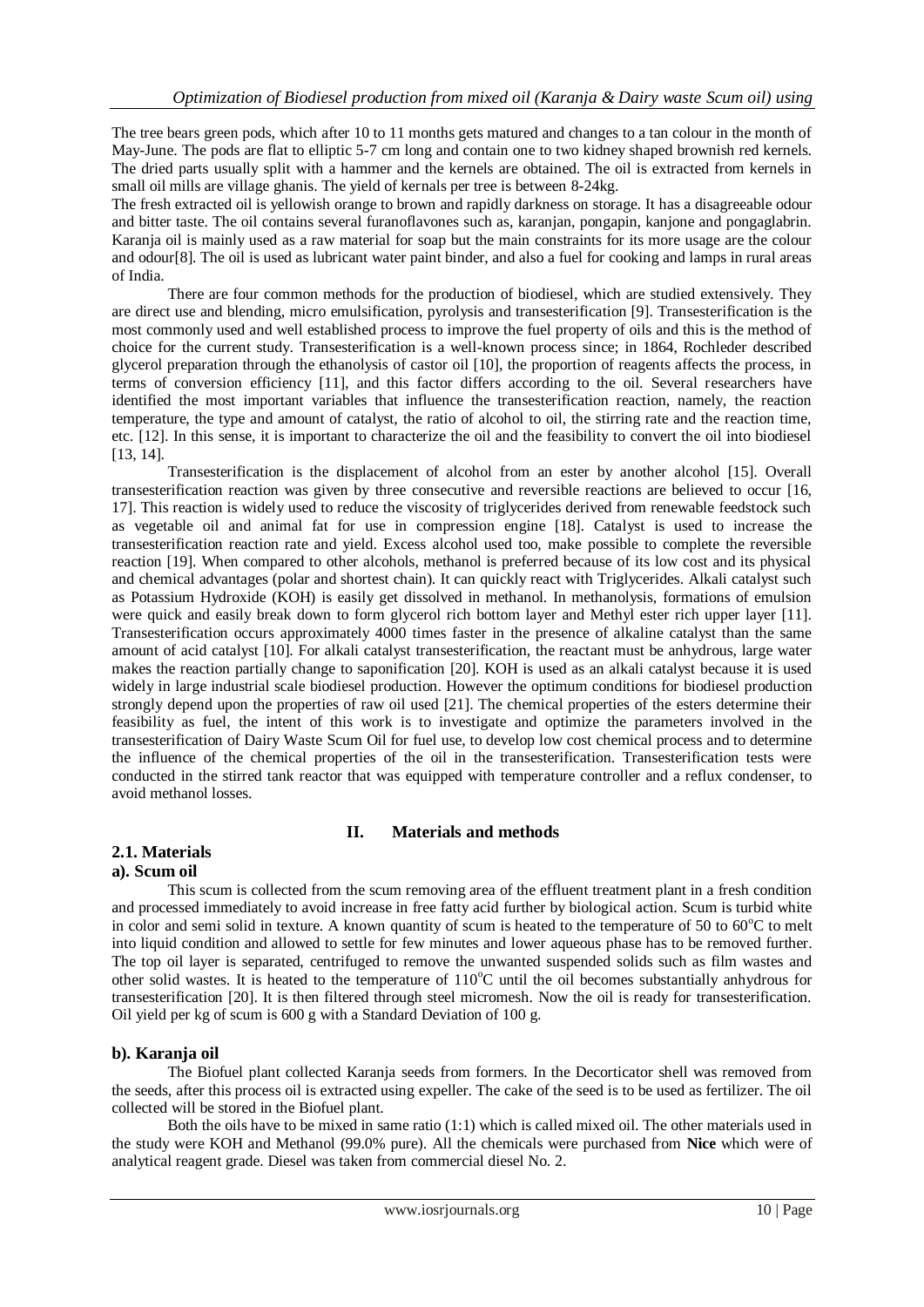The tree bears green pods, which after 10 to 11 months gets matured and changes to a tan colour in the month of May-June. The pods are flat to elliptic 5-7 cm long and contain one to two kidney shaped brownish red kernels. The dried parts usually split with a hammer and the kernels are obtained. The oil is extracted from kernels in small oil mills are village ghanis. The yield of kernals per tree is between 8-24kg.

The fresh extracted oil is yellowish orange to brown and rapidly darkness on storage. It has a disagreeable odour and bitter taste. The oil contains several furanoflavones such as, karanjan, pongapin, kanjone and pongaglabrin. Karanja oil is mainly used as a raw material for soap but the main constraints for its more usage are the colour and odour[8]. The oil is used as lubricant water paint binder, and also a fuel for cooking and lamps in rural areas of India.

There are four common methods for the production of biodiesel, which are studied extensively. They are direct use and blending, micro emulsification, pyrolysis and transesterification [9]. Transesterification is the most commonly used and well established process to improve the fuel property of oils and this is the method of choice for the current study. Transesterification is a well-known process since; in 1864, Rochleder described glycerol preparation through the ethanolysis of castor oil [10], the proportion of reagents affects the process, in terms of conversion efficiency [11], and this factor differs according to the oil. Several researchers have identified the most important variables that influence the transesterification reaction, namely, the reaction temperature, the type and amount of catalyst, the ratio of alcohol to oil, the stirring rate and the reaction time, etc. [12]. In this sense, it is important to characterize the oil and the feasibility to convert the oil into biodiesel [13, 14].

Transesterification is the displacement of alcohol from an ester by another alcohol [15]. Overall transesterification reaction was given by three consecutive and reversible reactions are believed to occur [16, 17]. This reaction is widely used to reduce the viscosity of triglycerides derived from renewable feedstock such as vegetable oil and animal fat for use in compression engine [18]. Catalyst is used to increase the transesterification reaction rate and yield. Excess alcohol used too, make possible to complete the reversible reaction [19]. When compared to other alcohols, methanol is preferred because of its low cost and its physical and chemical advantages (polar and shortest chain). It can quickly react with Triglycerides. Alkali catalyst such as Potassium Hydroxide (KOH) is easily get dissolved in methanol. In methanolysis, formations of emulsion were quick and easily break down to form glycerol rich bottom layer and Methyl ester rich upper layer [11]. Transesterification occurs approximately 4000 times faster in the presence of alkaline catalyst than the same amount of acid catalyst [10]. For alkali catalyst transesterification, the reactant must be anhydrous, large water makes the reaction partially change to saponification [20]. KOH is used as an alkali catalyst because it is used widely in large industrial scale biodiesel production. However the optimum conditions for biodiesel production strongly depend upon the properties of raw oil used [21]. The chemical properties of the esters determine their feasibility as fuel, the intent of this work is to investigate and optimize the parameters involved in the transesterification of Dairy Waste Scum Oil for fuel use, to develop low cost chemical process and to determine the influence of the chemical properties of the oil in the transesterification. Transesterification tests were conducted in the stirred tank reactor that was equipped with temperature controller and a reflux condenser, to avoid methanol losses.

## II. Materials and methods

### 2.1. Materials

#### a). Scum oil

This scum is collected from the scum removing area of the effluent treatment plant in a fresh condition and processed immediately to avoid increase in free fatty acid further by biological action. Scum is turbid white in color and semi solid in texture. A known quantity of scum is heated to the temperature of 50 to 60°C to melt into liquid condition and allowed to settle for few minutes and lower aqueous phase has to be removed further. The top oil layer is separated, centrifuged to remove the unwanted suspended solids such as film wastes and other solid wastes. It is heated to the temperature of 110°C until the oil becomes substantially anhydrous for transesterification [20]. It is then filtered through steel micromesh. Now the oil is ready for transesterification. Oil yield per kg of scum is 600 g with a Standard Deviation of 100 g.

#### b). Karanja oil

The Biofuel plant collected Karanja seeds from formers. In the Decorticator shell was removed from the seeds, after this process oil is extracted using expeller. The cake of the seed is to be used as fertilizer. The oil collected will be stored in the Biofuel plant.

Both the oils have to be mixed in same ratio (1:1) which is called mixed oil. The other materials used in the study were KOH and Methanol (99.0% pure). All the chemicals were purchased from **Nice** which were of analytical reagent grade. Diesel was taken from commercial diesel No. 2.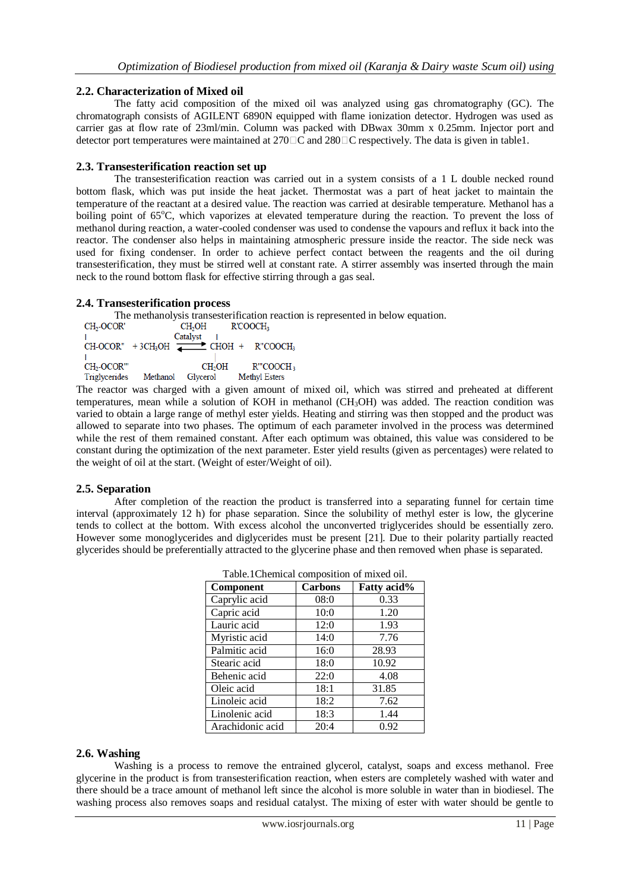## 2.2. Characterization of Mixed oil

The fatty acid composition of the mixed oil was analyzed using gas chromatography (GC). The chromatograph consists of AGILENT 6890N equipped with flame ionization detector. Hydrogen was used as carrier gas at flow rate of 23ml/min. Column was packed with DBwax 30mm x 0.25mm. Injector port and detector port temperatures were maintained at 270□C and 280□C respectively. The data is given in table1.

## 2.3. Transesterification reaction set up

The transesterification reaction was carried out in a system consists of a 1 L double necked round bottom flask, which was put inside the heat jacket. Thermostat was a part of heat jacket to maintain the temperature of the reactant at a desired value. The reaction was carried at desirable temperature. Methanol has a boiling point of 65°C, which vaporizes at elevated temperature during the reaction. To prevent the loss of methanol during reaction, a water-cooled condenser was used to condense the vapours and reflux it back into the reactor. The condenser also helps in maintaining atmospheric pressure inside the reactor. The side neck was used for fixing condenser. In order to achieve perfect contact between the reagents and the oil during transesterification, they must be stirred well at constant rate. A stirrer assembly was inserted through the main neck to the round bottom flask for effective stirring through a gas seal.

## 2.4. Transesterification process

The methanolysis transesterification reaction is represented in below equation.

$$\begin{array}{l} CH_2\text{-}OCOR' \\ | \\ CH\text{-}OCOR'' \\ | \\ CH_2\text{-}OCOR''' \end{array} + 3CH_3OH \underset{}{\overset{\text{Catalyst}}{\rightleftharpoons}} \begin{array}{l} CH_2OH \\ | \\ CHOH \\ | \\ CH_2OH \end{array} + \begin{array}{l} R'COOCH_3 \\ \\ R''COOCH_3 \\ \\ R'''COOCH_3 \end{array}$$

Triglycerides &nbsp;&nbsp; Methanol &nbsp;&nbsp; Glycerol &nbsp;&nbsp; Methyl Esters

The reactor was charged with a given amount of mixed oil, which was stirred and preheated at different temperatures, mean while a solution of KOH in methanol ($CH_3OH$) was added. The reaction condition was varied to obtain a large range of methyl ester yields. Heating and stirring was then stopped and the product was allowed to separate into two phases. The optimum of each parameter involved in the process was determined while the rest of them remained constant. After each optimum was obtained, this value was considered to be constant during the optimization of the next parameter. Ester yield results (given as percentages) were related to the weight of oil at the start. (Weight of ester/Weight of oil).

## 2.5. Separation

After completion of the reaction the product is transferred into a separating funnel for certain time interval (approximately 12 h) for phase separation. Since the solubility of methyl ester is low, the glycerine tends to collect at the bottom. With excess alcohol the unconverted triglycerides should be essentially zero. However some monoglycerides and diglycerides must be present [21]. Due to their polarity partially reacted glycerides should be preferentially attracted to the glycerine phase and then removed when phase is separated.

Table.1Chemical composition of mixed oil.

| Component | Carbons | Fatty acid% |
|---|---|---|
| Caprylic acid | 08:0 | 0.33 |
| Capric acid | 10:0 | 1.20 |
| Lauric acid | 12:0 | 1.93 |
| Myristic acid | 14:0 | 7.76 |
| Palmitic acid | 16:0 | 28.93 |
| Stearic acid | 18:0 | 10.92 |
| Behenic acid | 22:0 | 4.08 |
| Oleic acid | 18:1 | 31.85 |
| Linoleic acid | 18:2 | 7.62 |
| Linolenic acid | 18:3 | 1.44 |
| Arachidonic acid | 20:4 | 0.92 |

## 2.6. Washing

Washing is a process to remove the entrained glycerol, catalyst, soaps and excess methanol. Free glycerine in the product is from transesterification reaction, when esters are completely washed with water and there should be a trace amount of methanol left since the alcohol is more soluble in water than in biodiesel. The washing process also removes soaps and residual catalyst. The mixing of ester with water should be gentle to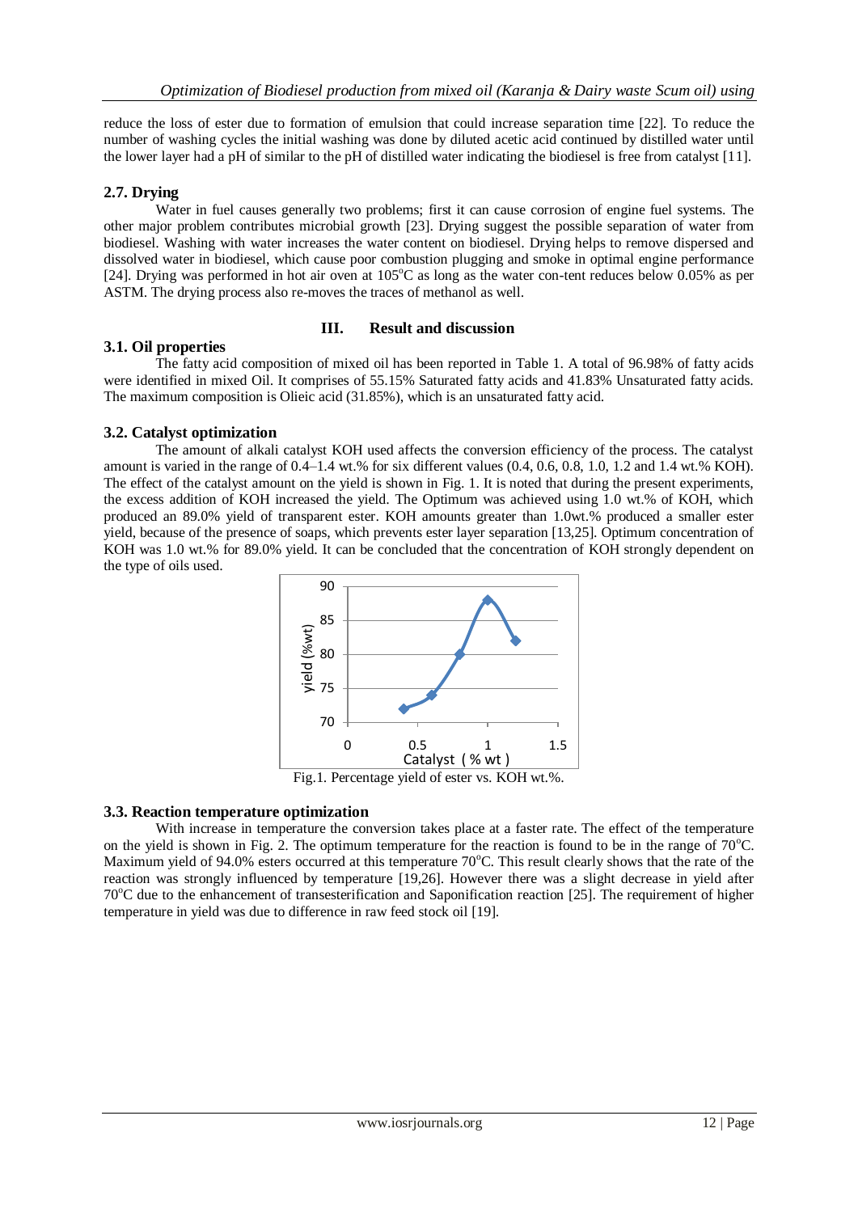reduce the loss of ester due to formation of emulsion that could increase separation time [22]. To reduce the number of washing cycles the initial washing was done by diluted acetic acid continued by distilled water until the lower layer had a pH of similar to the pH of distilled water indicating the biodiesel is free from catalyst [11].

### 2.7. Drying

Water in fuel causes generally two problems; first it can cause corrosion of engine fuel systems. The other major problem contributes microbial growth [23]. Drying suggest the possible separation of water from biodiesel. Washing with water increases the water content on biodiesel. Drying helps to remove dispersed and dissolved water in biodiesel, which cause poor combustion plugging and smoke in optimal engine performance [24]. Drying was performed in hot air oven at 105°C as long as the water con-tent reduces below 0.05% as per ASTM. The drying process also re-moves the traces of methanol as well.

## III. Result and discussion

### 3.1. Oil properties

The fatty acid composition of mixed oil has been reported in Table 1. A total of 96.98% of fatty acids were identified in mixed Oil. It comprises of 55.15% Saturated fatty acids and 41.83% Unsaturated fatty acids. The maximum composition is Olieic acid (31.85%), which is an unsaturated fatty acid.

### 3.2. Catalyst optimization

The amount of alkali catalyst KOH used affects the conversion efficiency of the process. The catalyst amount is varied in the range of 0.4–1.4 wt.% for six different values (0.4, 0.6, 0.8, 1.0, 1.2 and 1.4 wt.% KOH). The effect of the catalyst amount on the yield is shown in Fig. 1. It is noted that during the present experiments, the excess addition of KOH increased the yield. The Optimum was achieved using 1.0 wt.% of KOH, which produced an 89.0% yield of transparent ester. KOH amounts greater than 1.0wt.% produced a smaller ester yield, because of the presence of soaps, which prevents ester layer separation [13,25]. Optimum concentration of KOH was 1.0 wt.% for 89.0% yield. It can be concluded that the concentration of KOH strongly dependent on the type of oils used.

Fig.1. Percentage yield of ester vs. KOH wt.%.

### 3.3. Reaction temperature optimization

With increase in temperature the conversion takes place at a faster rate. The effect of the temperature on the yield is shown in Fig. 2. The optimum temperature for the reaction is found to be in the range of 70°C. Maximum yield of 94.0% esters occurred at this temperature 70°C. This result clearly shows that the rate of the reaction was strongly influenced by temperature [19,26]. However there was a slight decrease in yield after 70°C due to the enhancement of transesterification and Saponification reaction [25]. The requirement of higher temperature in yield was due to difference in raw feed stock oil [19].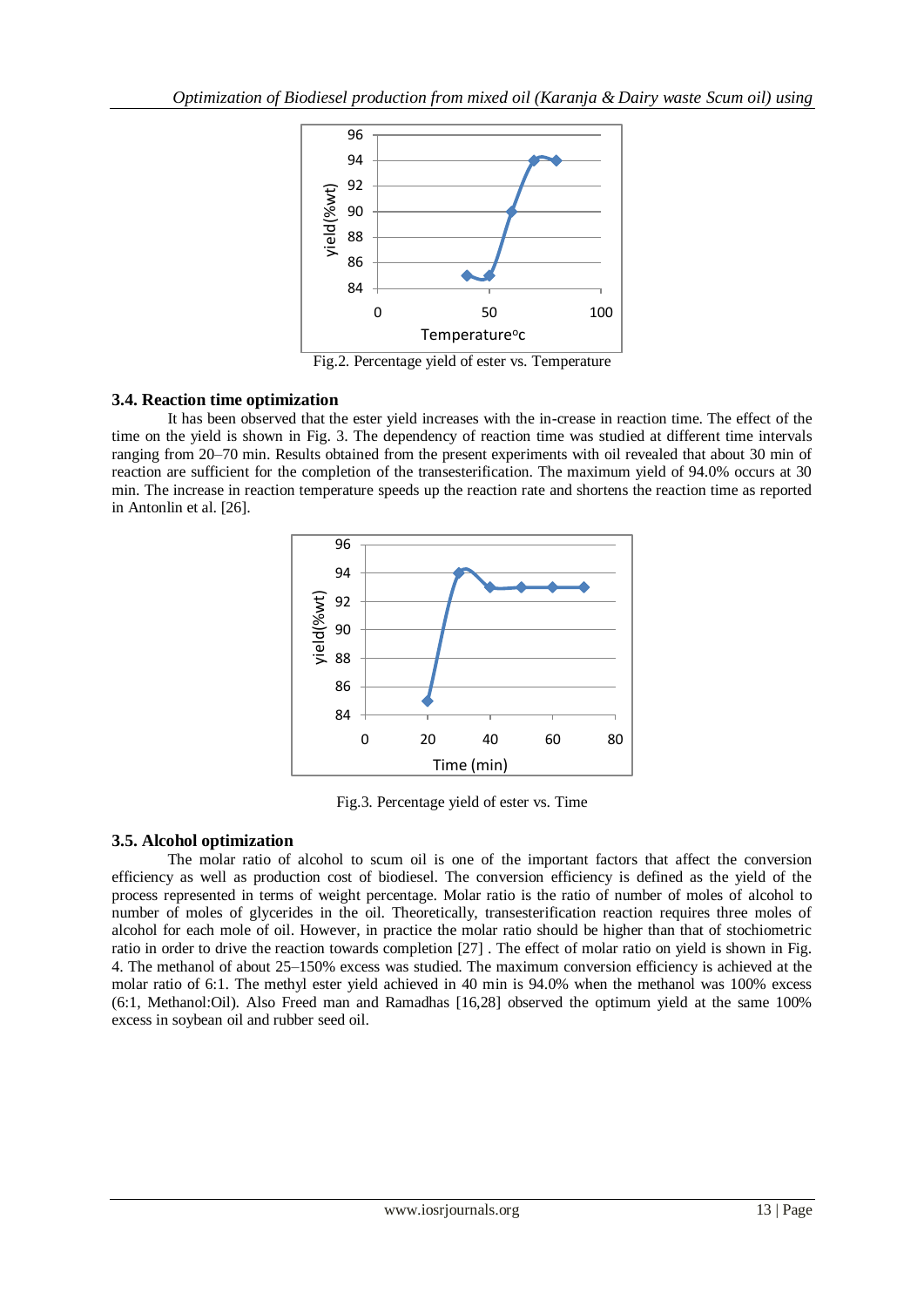Fig.2. Percentage yield of ester vs. Temperature

### 3.4. Reaction time optimization

It has been observed that the ester yield increases with the in-crease in reaction time. The effect of the time on the yield is shown in Fig. 3. The dependency of reaction time was studied at different time intervals ranging from 20–70 min. Results obtained from the present experiments with oil revealed that about 30 min of reaction are sufficient for the completion of the transesterification. The maximum yield of 94.0% occurs at 30 min. The increase in reaction temperature speeds up the reaction rate and shortens the reaction time as reported in Antonlin et al. [26].

Fig.3. Percentage yield of ester vs. Time

### 3.5. Alcohol optimization

The molar ratio of alcohol to scum oil is one of the important factors that affect the conversion efficiency as well as production cost of biodiesel. The conversion efficiency is defined as the yield of the process represented in terms of weight percentage. Molar ratio is the ratio of number of moles of alcohol to number of moles of glycerides in the oil. Theoretically, transesterification reaction requires three moles of alcohol for each mole of oil. However, in practice the molar ratio should be higher than that of stochiometric ratio in order to drive the reaction towards completion [27] . The effect of molar ratio on yield is shown in Fig. 4. The methanol of about 25–150% excess was studied. The maximum conversion efficiency is achieved at the molar ratio of 6:1. The methyl ester yield achieved in 40 min is 94.0% when the methanol was 100% excess (6:1, Methanol:Oil). Also Freed man and Ramadhas [16,28] observed the optimum yield at the same 100% excess in soybean oil and rubber seed oil.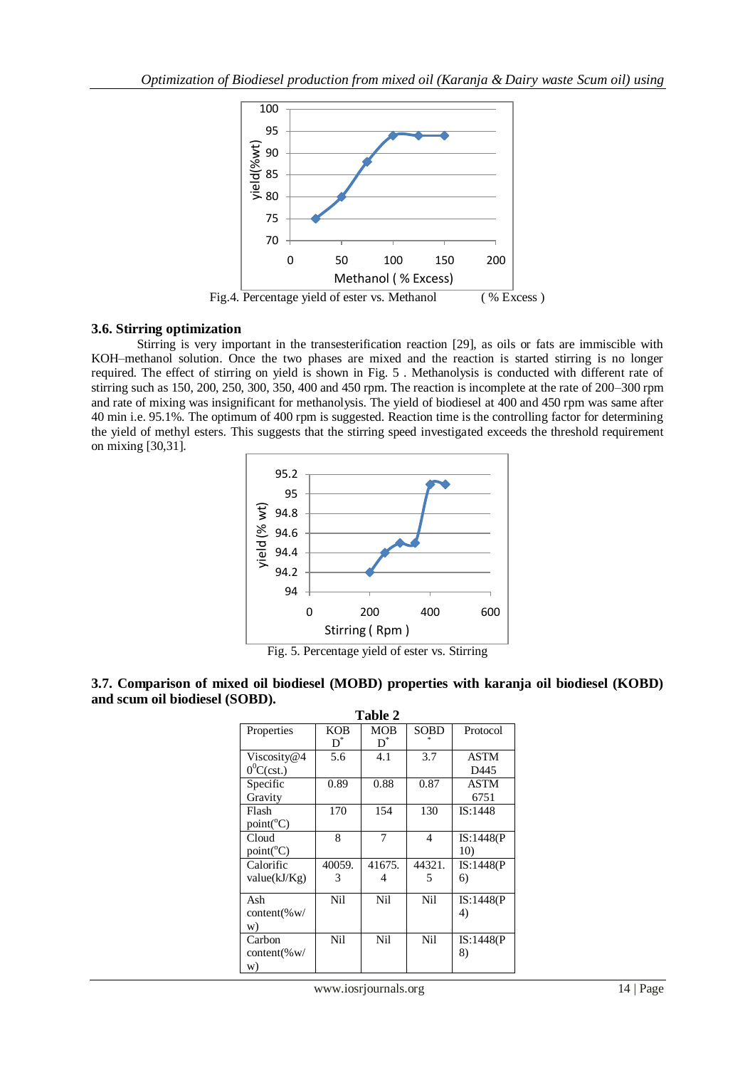Fig.4. Percentage yield of ester vs. Methanol ( % Excess )

### 3.6. Stirring optimization

Stirring is very important in the transesterification reaction [29], as oils or fats are immiscible with KOH–methanol solution. Once the two phases are mixed and the reaction is started stirring is no longer required. The effect of stirring on yield is shown in Fig. 5 . Methanolysis is conducted with different rate of stirring such as 150, 200, 250, 300, 350, 400 and 450 rpm. The reaction is incomplete at the rate of 200–300 rpm and rate of mixing was insignificant for methanolysis. The yield of biodiesel at 400 and 450 rpm was same after 40 min i.e. 95.1%. The optimum of 400 rpm is suggested. Reaction time is the controlling factor for determining the yield of methyl esters. This suggests that the stirring speed investigated exceeds the threshold requirement on mixing [30,31].

Fig. 5. Percentage yield of ester vs. Stirring

### 3.7. Comparison of mixed oil biodiesel (MOBD) properties with karanja oil biodiesel (KOBD) and scum oil biodiesel (SOBD).

**Table 2**

| Properties | KOBD* | MOBD* | SOBD* | Protocol |
|---|---|---|---|---|
| Viscosity@40°C(cst.) | 5.6 | 4.1 | 3.7 | ASTM D445 |
| Specific Gravity | 0.89 | 0.88 | 0.87 | ASTM 6751 |
| Flash point(°C) | 170 | 154 | 130 | IS:1448 |
| Cloud point(°C) | 8 | 7 | 4 | IS:1448(P 10) |
| Calorific value(kJ/Kg) | 40059.3 | 41675.4 | 44321.5 | IS:1448(P 6) |
| Ash content(%w/w) | Nil | Nil | Nil | IS:1448(P 4) |
| Carbon content(%w/w) | Nil | Nil | Nil | IS:1448(P 8) |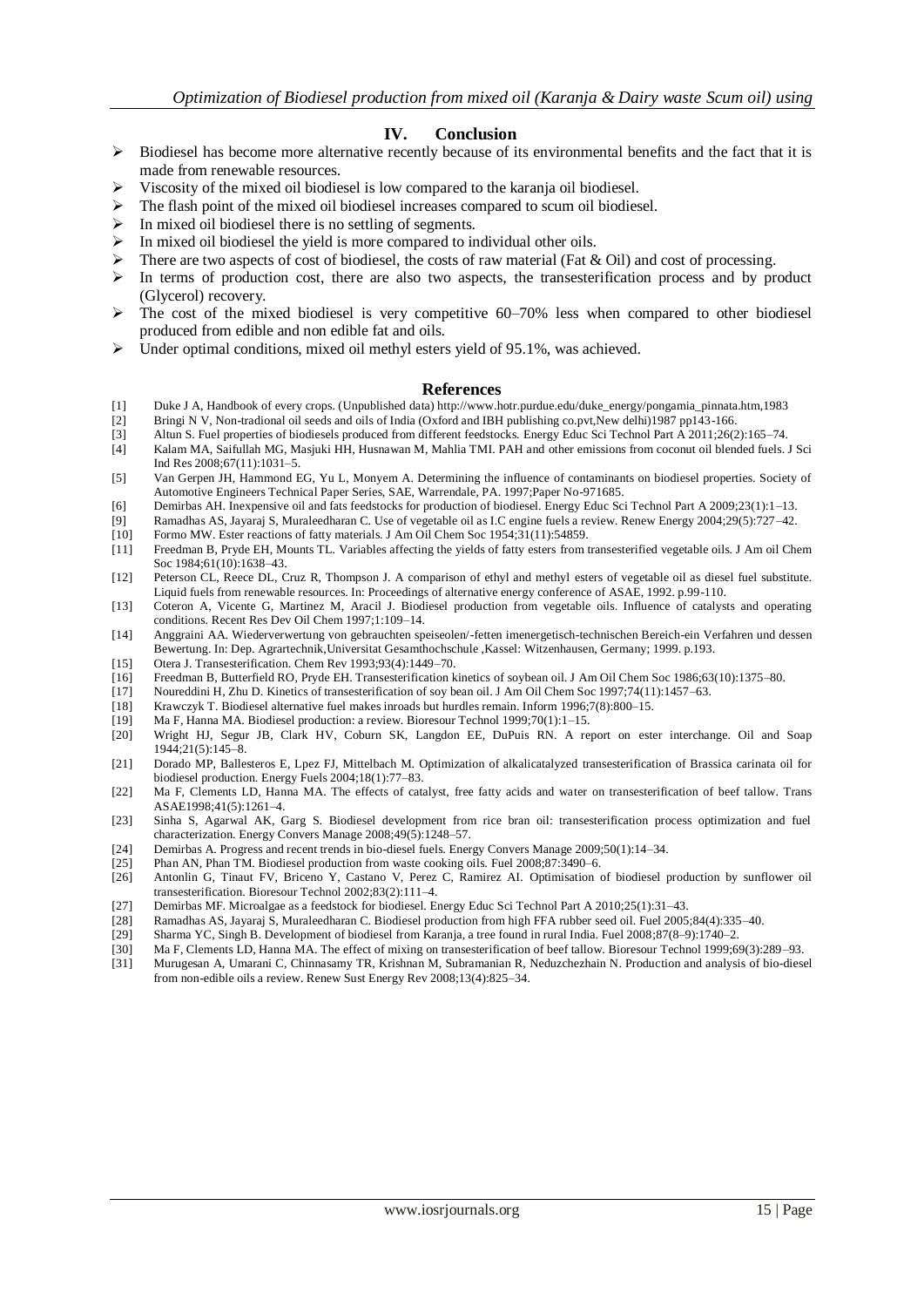## IV. Conclusion

- Biodiesel has become more alternative recently because of its environmental benefits and the fact that it is made from renewable resources.
- Viscosity of the mixed oil biodiesel is low compared to the karanja oil biodiesel.
- The flash point of the mixed oil biodiesel increases compared to scum oil biodiesel.
- In mixed oil biodiesel there is no settling of segments.
- In mixed oil biodiesel the yield is more compared to individual other oils.
- There are two aspects of cost of biodiesel, the costs of raw material (Fat & Oil) and cost of processing.
- In terms of production cost, there are also two aspects, the transesterification process and by product (Glycerol) recovery.
- The cost of the mixed biodiesel is very competitive 60–70% less when compared to other biodiesel produced from edible and non edible fat and oils.
- Under optimal conditions, mixed oil methyl esters yield of 95.1%, was achieved.

## References

[1] Duke J A, Handbook of every crops. (Unpublished data) http://www.hotr.purdue.edu/duke_energy/pongamia_pinnata.htm,1983

[2] Bringi N V, Non-tradional oil seeds and oils of India (Oxford and IBH publishing co.pvt,New delhi)1987 pp143-166.

[3] Altun S. Fuel properties of biodiesels produced from different feedstocks. Energy Educ Sci Technol Part A 2011;26(2):165–74.

[4] Kalam MA, Saifullah MG, Masjuki HH, Husnawan M, Mahlia TMI. PAH and other emissions from coconut oil blended fuels. J Sci Ind Res 2008;67(11):1031–5.

[5] Van Gerpen JH, Hammond EG, Yu L, Monyem A. Determining the influence of contaminants on biodiesel properties. Society of Automotive Engineers Technical Paper Series, SAE, Warrendale, PA. 1997;Paper No-971685.

[6] Demirbas AH. Inexpensive oil and fats feedstocks for production of biodiesel. Energy Educ Sci Technol Part A 2009;23(1):1–13.

[9] Ramadhas AS, Jayaraj S, Muraleedharan C. Use of vegetable oil as I.C engine fuels a review. Renew Energy 2004;29(5):727–42.

[10] Formo MW. Ester reactions of fatty materials. J Am Oil Chem Soc 1954;31(11):54859.

[11] Freedman B, Pryde EH, Mounts TL. Variables affecting the yields of fatty esters from transesterified vegetable oils. J Am oil Chem Soc 1984;61(10):1638–43.

[12] Peterson CL, Reece DL, Cruz R, Thompson J. A comparison of ethyl and methyl esters of vegetable oil as diesel fuel substitute. Liquid fuels from renewable resources. In: Proceedings of alternative energy conference of ASAE, 1992. p.99-110.

[13] Coteron A, Vicente G, Martinez M, Aracil J. Biodiesel production from vegetable oils. Influence of catalysts and operating conditions. Recent Res Dev Oil Chem 1997;1:109–14.

[14] Anggraini AA. Wiederverwertung von gebrauchten speiseolen/-fetten imenergetisch-technischen Bereich-ein Verfahren und dessen Bewertung. In: Dep. Agrartechnik,Universitat Gesamthochschule ,Kassel: Witzenhausen, Germany; 1999. p.193.

[15] Otera J. Transesterification. Chem Rev 1993;93(4):1449–70.

[16] Freedman B, Butterfield RO, Pryde EH. Transesterification kinetics of soybean oil. J Am Oil Chem Soc 1986;63(10):1375–80.

[17] Noureddini H, Zhu D. Kinetics of transesterification of soy bean oil. J Am Oil Chem Soc 1997;74(11):1457–63.

[18] Krawczyk T. Biodiesel alternative fuel makes inroads but hurdles remain. Inform 1996;7(8):800–15.

[19] Ma F, Hanna MA. Biodiesel production: a review. Bioresour Technol 1999;70(1):1–15.

[20] Wright HJ, Segur JB, Clark HV, Coburn SK, Langdon EE, DuPuis RN. A report on ester interchange. Oil and Soap 1944;21(5):145–8.

[21] Dorado MP, Ballesteros E, Lpez FJ, Mittelbach M. Optimization of alkalicatalyzed transesterification of Brassica carinata oil for biodiesel production. Energy Fuels 2004;18(1):77–83.

[22] Ma F, Clements LD, Hanna MA. The effects of catalyst, free fatty acids and water on transesterification of beef tallow. Trans ASAE1998;41(5):1261–4.

[23] Sinha S, Agarwal AK, Garg S. Biodiesel development from rice bran oil: transesterification process optimization and fuel characterization. Energy Convers Manage 2008;49(5):1248–57.

[24] Demirbas A. Progress and recent trends in bio-diesel fuels. Energy Convers Manage 2009;50(1):14–34.

[25] Phan AN, Phan TM. Biodiesel production from waste cooking oils. Fuel 2008;87:3490–6.

[26] Antonlin G, Tinaut FV, Briceno Y, Castano V, Perez C, Ramirez AI. Optimisation of biodiesel production by sunflower oil transesterification. Bioresour Technol 2002;83(2):111–4.

[27] Demirbas MF. Microalgae as a feedstock for biodiesel. Energy Educ Sci Technol Part A 2010;25(1):31–43.

[28] Ramadhas AS, Jayaraj S, Muraleedharan C. Biodiesel production from high FFA rubber seed oil. Fuel 2005;84(4):335–40.

[29] Sharma YC, Singh B. Development of biodiesel from Karanja, a tree found in rural India. Fuel 2008;87(8–9):1740–2.

[30] Ma F, Clements LD, Hanna MA. The effect of mixing on transesterification of beef tallow. Bioresour Technol 1999;69(3):289–93.

[31] Murugesan A, Umarani C, Chinnasamy TR, Krishnan M, Subramanian R, Neduzchezhain N. Production and analysis of bio-diesel from non-edible oils a review. Renew Sust Energy Rev 2008;13(4):825–34.